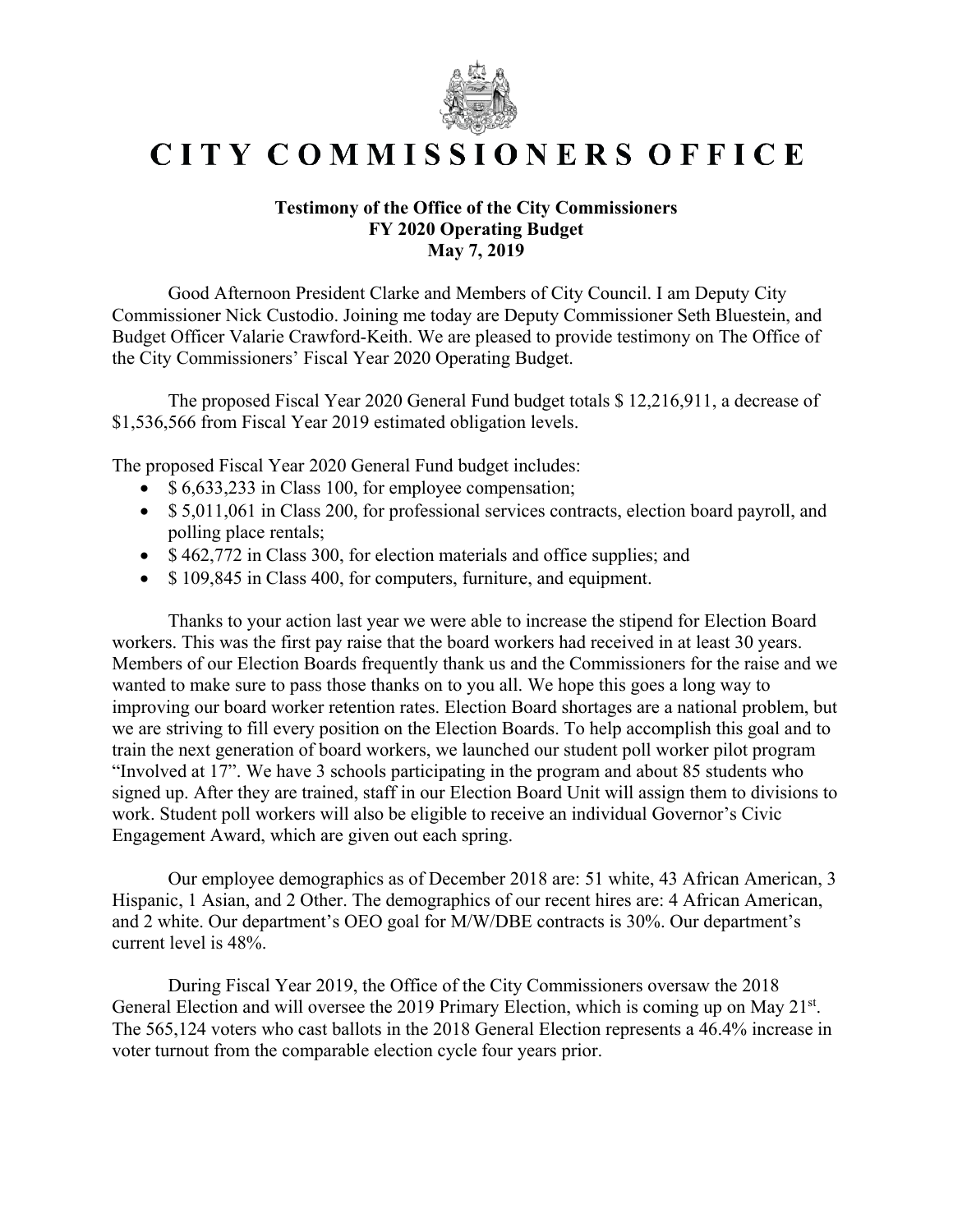# CITY COMMISSIONERS OFFICE

**Testimony of the Office of the City Commissioners**
**FY 2020 Operating Budget**
**May 7, 2019**

Good Afternoon President Clarke and Members of City Council. I am Deputy City Commissioner Nick Custodio. Joining me today are Deputy Commissioner Seth Bluestein, and Budget Officer Valarie Crawford-Keith. We are pleased to provide testimony on The Office of the City Commissioners' Fiscal Year 2020 Operating Budget.

The proposed Fiscal Year 2020 General Fund budget totals $ 12,216,911, a decrease of $1,536,566 from Fiscal Year 2019 estimated obligation levels.

The proposed Fiscal Year 2020 General Fund budget includes:

- $ 6,633,233 in Class 100, for employee compensation;
- $ 5,011,061 in Class 200, for professional services contracts, election board payroll, and polling place rentals;
- $ 462,772 in Class 300, for election materials and office supplies; and
- $ 109,845 in Class 400, for computers, furniture, and equipment.

Thanks to your action last year we were able to increase the stipend for Election Board workers. This was the first pay raise that the board workers had received in at least 30 years. Members of our Election Boards frequently thank us and the Commissioners for the raise and we wanted to make sure to pass those thanks on to you all. We hope this goes a long way to improving our board worker retention rates. Election Board shortages are a national problem, but we are striving to fill every position on the Election Boards. To help accomplish this goal and to train the next generation of board workers, we launched our student poll worker pilot program "Involved at 17". We have 3 schools participating in the program and about 85 students who signed up. After they are trained, staff in our Election Board Unit will assign them to divisions to work. Student poll workers will also be eligible to receive an individual Governor's Civic Engagement Award, which are given out each spring.

Our employee demographics as of December 2018 are: 51 white, 43 African American, 3 Hispanic, 1 Asian, and 2 Other. The demographics of our recent hires are: 4 African American, and 2 white. Our department's OEO goal for M/W/DBE contracts is 30%. Our department's current level is 48%.

During Fiscal Year 2019, the Office of the City Commissioners oversaw the 2018 General Election and will oversee the 2019 Primary Election, which is coming up on May 21st. The 565,124 voters who cast ballots in the 2018 General Election represents a 46.4% increase in voter turnout from the comparable election cycle four years prior.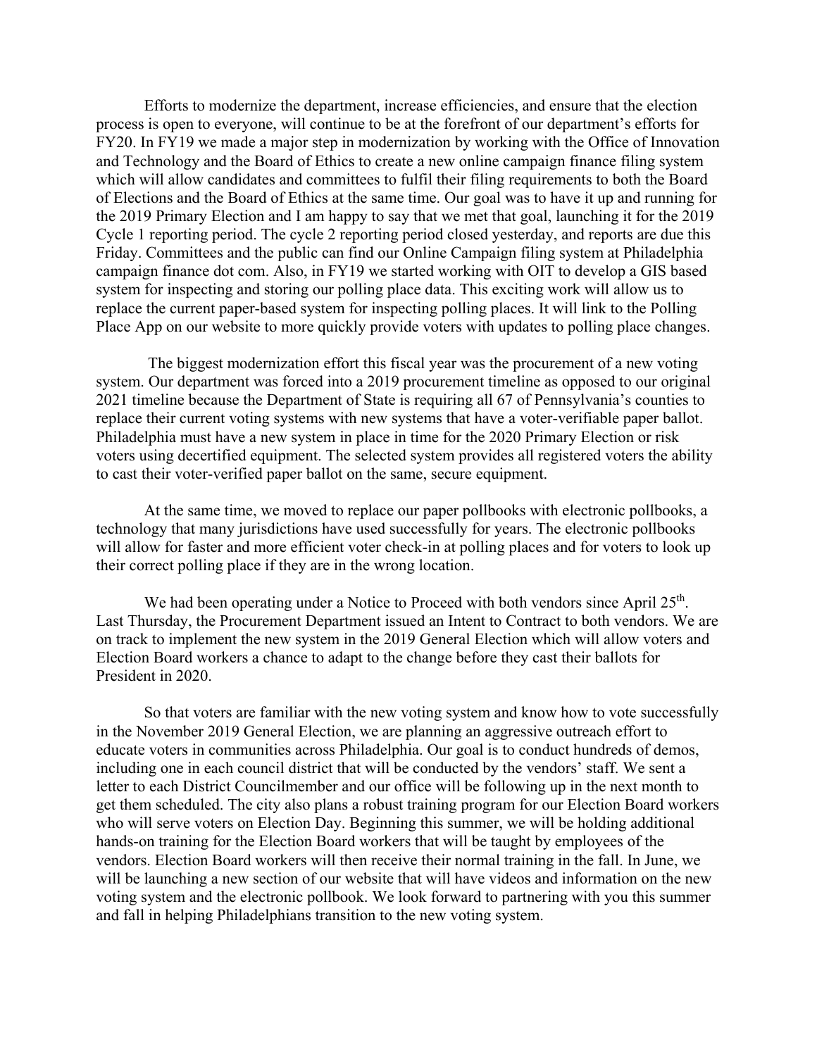Efforts to modernize the department, increase efficiencies, and ensure that the election process is open to everyone, will continue to be at the forefront of our department's efforts for FY20. In FY19 we made a major step in modernization by working with the Office of Innovation and Technology and the Board of Ethics to create a new online campaign finance filing system which will allow candidates and committees to fulfil their filing requirements to both the Board of Elections and the Board of Ethics at the same time. Our goal was to have it up and running for the 2019 Primary Election and I am happy to say that we met that goal, launching it for the 2019 Cycle 1 reporting period. The cycle 2 reporting period closed yesterday, and reports are due this Friday. Committees and the public can find our Online Campaign filing system at Philadelphia campaign finance dot com. Also, in FY19 we started working with OIT to develop a GIS based system for inspecting and storing our polling place data. This exciting work will allow us to replace the current paper-based system for inspecting polling places. It will link to the Polling Place App on our website to more quickly provide voters with updates to polling place changes.

The biggest modernization effort this fiscal year was the procurement of a new voting system. Our department was forced into a 2019 procurement timeline as opposed to our original 2021 timeline because the Department of State is requiring all 67 of Pennsylvania's counties to replace their current voting systems with new systems that have a voter-verifiable paper ballot. Philadelphia must have a new system in place in time for the 2020 Primary Election or risk voters using decertified equipment. The selected system provides all registered voters the ability to cast their voter-verified paper ballot on the same, secure equipment.

At the same time, we moved to replace our paper pollbooks with electronic pollbooks, a technology that many jurisdictions have used successfully for years. The electronic pollbooks will allow for faster and more efficient voter check-in at polling places and for voters to look up their correct polling place if they are in the wrong location.

We had been operating under a Notice to Proceed with both vendors since April 25th. Last Thursday, the Procurement Department issued an Intent to Contract to both vendors. We are on track to implement the new system in the 2019 General Election which will allow voters and Election Board workers a chance to adapt to the change before they cast their ballots for President in 2020.

So that voters are familiar with the new voting system and know how to vote successfully in the November 2019 General Election, we are planning an aggressive outreach effort to educate voters in communities across Philadelphia. Our goal is to conduct hundreds of demos, including one in each council district that will be conducted by the vendors' staff. We sent a letter to each District Councilmember and our office will be following up in the next month to get them scheduled. The city also plans a robust training program for our Election Board workers who will serve voters on Election Day. Beginning this summer, we will be holding additional hands-on training for the Election Board workers that will be taught by employees of the vendors. Election Board workers will then receive their normal training in the fall. In June, we will be launching a new section of our website that will have videos and information on the new voting system and the electronic pollbook. We look forward to partnering with you this summer and fall in helping Philadelphians transition to the new voting system.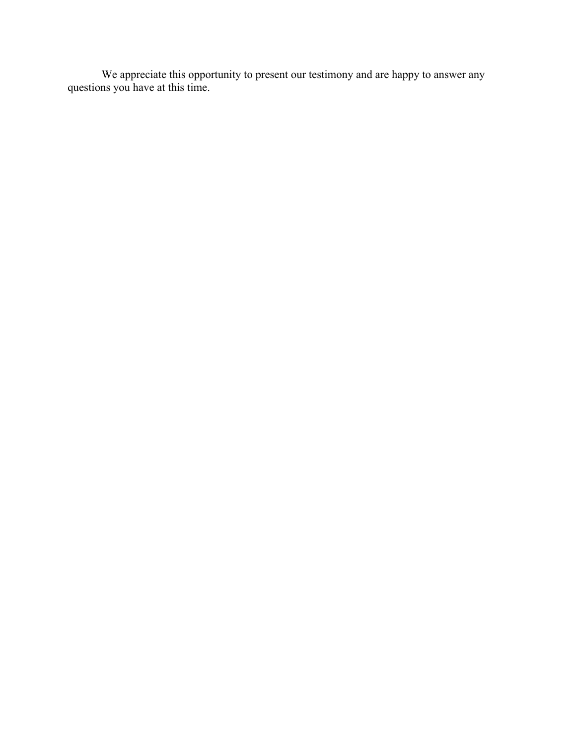We appreciate this opportunity to present our testimony and are happy to answer any questions you have at this time.